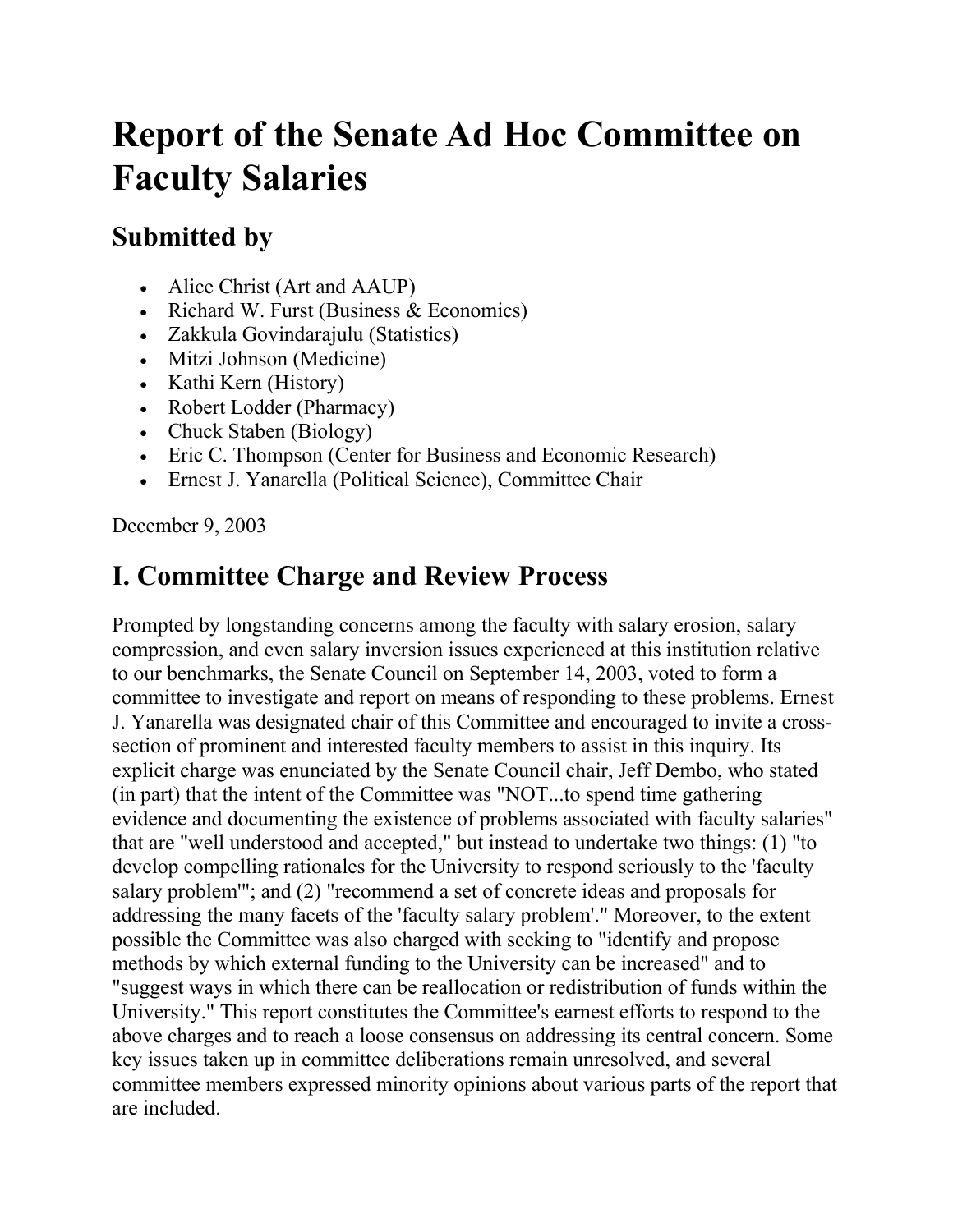# Report of the Senate Ad Hoc Committee on Faculty Salaries

## Submitted by

- Alice Christ (Art and AAUP)
- Richard W. Furst (Business & Economics)
- Zakkula Govindarajulu (Statistics)
- Mitzi Johnson (Medicine)
- Kathi Kern (History)
- Robert Lodder (Pharmacy)
- Chuck Staben (Biology)
- Eric C. Thompson (Center for Business and Economic Research)
- Ernest J. Yanarella (Political Science), Committee Chair

December 9, 2003

## I. Committee Charge and Review Process

Prompted by longstanding concerns among the faculty with salary erosion, salary compression, and even salary inversion issues experienced at this institution relative to our benchmarks, the Senate Council on September 14, 2003, voted to form a committee to investigate and report on means of responding to these problems. Ernest J. Yanarella was designated chair of this Committee and encouraged to invite a cross-section of prominent and interested faculty members to assist in this inquiry. Its explicit charge was enunciated by the Senate Council chair, Jeff Dembo, who stated (in part) that the intent of the Committee was "NOT...to spend time gathering evidence and documenting the existence of problems associated with faculty salaries" that are "well understood and accepted," but instead to undertake two things: (1) "to develop compelling rationales for the University to respond seriously to the 'faculty salary problem'"; and (2) "recommend a set of concrete ideas and proposals for addressing the many facets of the 'faculty salary problem'." Moreover, to the extent possible the Committee was also charged with seeking to "identify and propose methods by which external funding to the University can be increased" and to "suggest ways in which there can be reallocation or redistribution of funds within the University." This report constitutes the Committee's earnest efforts to respond to the above charges and to reach a loose consensus on addressing its central concern. Some key issues taken up in committee deliberations remain unresolved, and several committee members expressed minority opinions about various parts of the report that are included.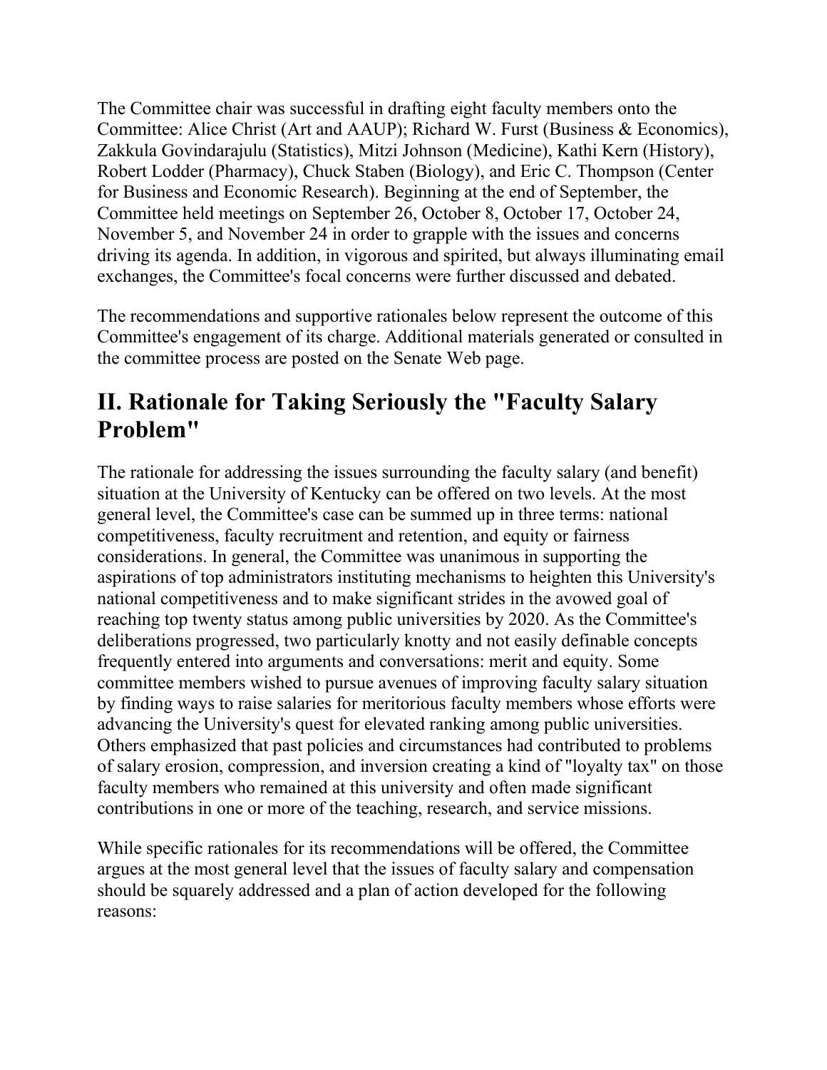The Committee chair was successful in drafting eight faculty members onto the Committee: Alice Christ (Art and AAUP); Richard W. Furst (Business & Economics), Zakkula Govindarajulu (Statistics), Mitzi Johnson (Medicine), Kathi Kern (History), Robert Lodder (Pharmacy), Chuck Staben (Biology), and Eric C. Thompson (Center for Business and Economic Research). Beginning at the end of September, the Committee held meetings on September 26, October 8, October 17, October 24, November 5, and November 24 in order to grapple with the issues and concerns driving its agenda. In addition, in vigorous and spirited, but always illuminating email exchanges, the Committee's focal concerns were further discussed and debated.

The recommendations and supportive rationales below represent the outcome of this Committee's engagement of its charge. Additional materials generated or consulted in the committee process are posted on the Senate Web page.

## II. Rationale for Taking Seriously the "Faculty Salary Problem"

The rationale for addressing the issues surrounding the faculty salary (and benefit) situation at the University of Kentucky can be offered on two levels. At the most general level, the Committee's case can be summed up in three terms: national competitiveness, faculty recruitment and retention, and equity or fairness considerations. In general, the Committee was unanimous in supporting the aspirations of top administrators instituting mechanisms to heighten this University's national competitiveness and to make significant strides in the avowed goal of reaching top twenty status among public universities by 2020. As the Committee's deliberations progressed, two particularly knotty and not easily definable concepts frequently entered into arguments and conversations: merit and equity. Some committee members wished to pursue avenues of improving faculty salary situation by finding ways to raise salaries for meritorious faculty members whose efforts were advancing the University's quest for elevated ranking among public universities. Others emphasized that past policies and circumstances had contributed to problems of salary erosion, compression, and inversion creating a kind of "loyalty tax" on those faculty members who remained at this university and often made significant contributions in one or more of the teaching, research, and service missions.

While specific rationales for its recommendations will be offered, the Committee argues at the most general level that the issues of faculty salary and compensation should be squarely addressed and a plan of action developed for the following reasons: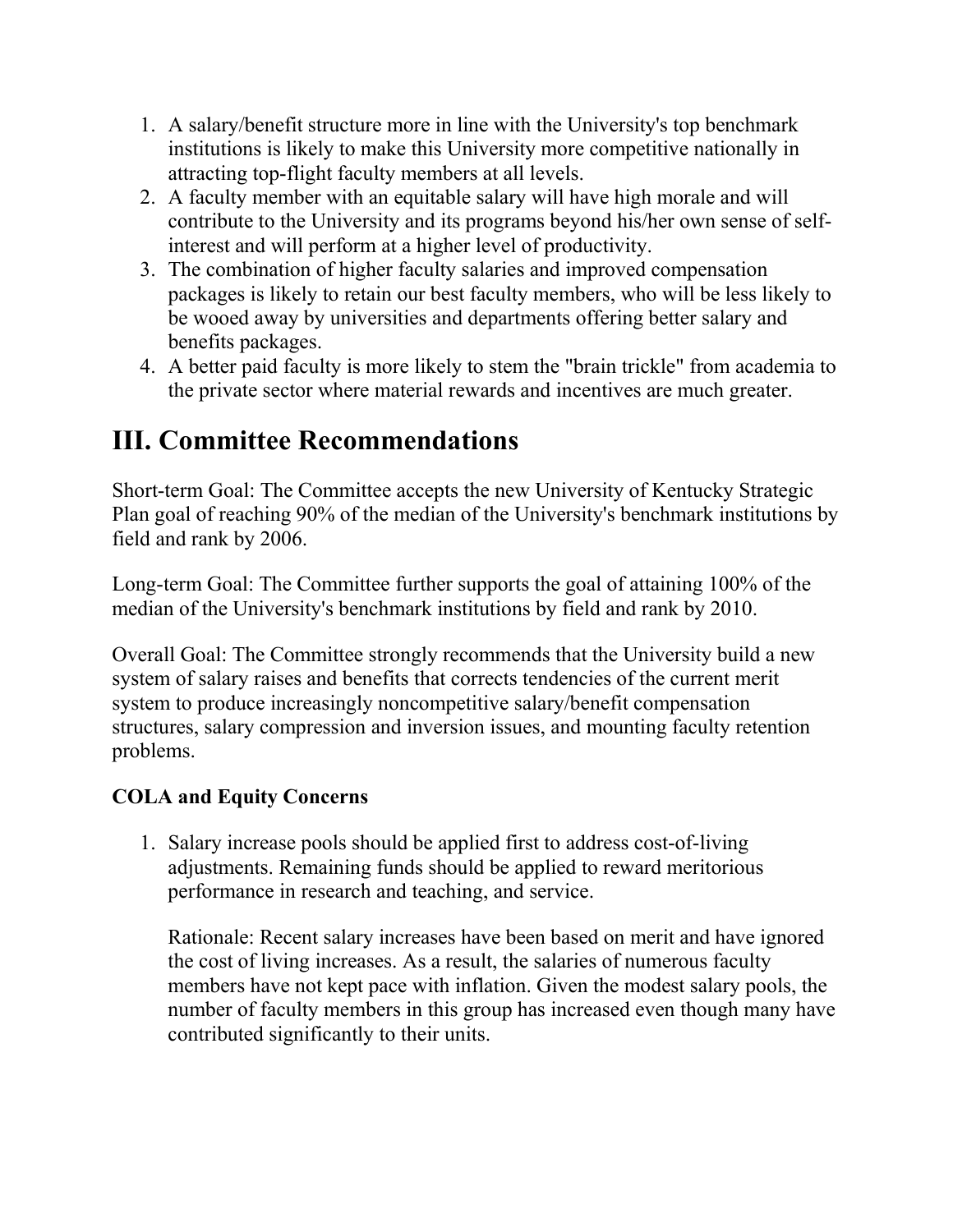1. A salary/benefit structure more in line with the University's top benchmark institutions is likely to make this University more competitive nationally in attracting top-flight faculty members at all levels.
2. A faculty member with an equitable salary will have high morale and will contribute to the University and its programs beyond his/her own sense of self-interest and will perform at a higher level of productivity.
3. The combination of higher faculty salaries and improved compensation packages is likely to retain our best faculty members, who will be less likely to be wooed away by universities and departments offering better salary and benefits packages.
4. A better paid faculty is more likely to stem the "brain trickle" from academia to the private sector where material rewards and incentives are much greater.

# III. Committee Recommendations

Short-term Goal: The Committee accepts the new University of Kentucky Strategic Plan goal of reaching 90% of the median of the University's benchmark institutions by field and rank by 2006.

Long-term Goal: The Committee further supports the goal of attaining 100% of the median of the University's benchmark institutions by field and rank by 2010.

Overall Goal: The Committee strongly recommends that the University build a new system of salary raises and benefits that corrects tendencies of the current merit system to produce increasingly noncompetitive salary/benefit compensation structures, salary compression and inversion issues, and mounting faculty retention problems.

**COLA and Equity Concerns**

1. Salary increase pools should be applied first to address cost-of-living adjustments. Remaining funds should be applied to reward meritorious performance in research and teaching, and service.

   Rationale: Recent salary increases have been based on merit and have ignored the cost of living increases. As a result, the salaries of numerous faculty members have not kept pace with inflation. Given the modest salary pools, the number of faculty members in this group has increased even though many have contributed significantly to their units.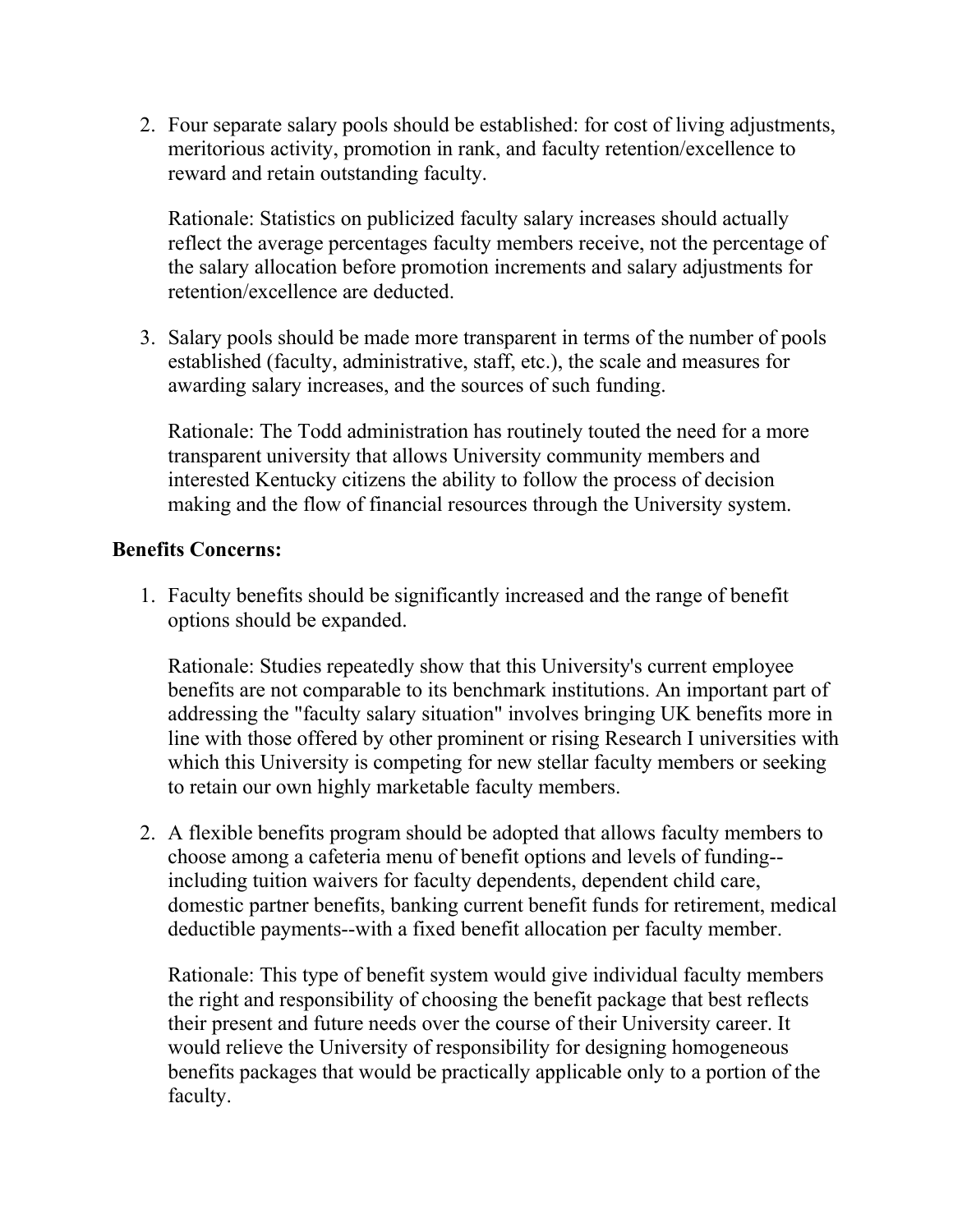2. Four separate salary pools should be established: for cost of living adjustments, meritorious activity, promotion in rank, and faculty retention/excellence to reward and retain outstanding faculty.

   Rationale: Statistics on publicized faculty salary increases should actually reflect the average percentages faculty members receive, not the percentage of the salary allocation before promotion increments and salary adjustments for retention/excellence are deducted.

3. Salary pools should be made more transparent in terms of the number of pools established (faculty, administrative, staff, etc.), the scale and measures for awarding salary increases, and the sources of such funding.

   Rationale: The Todd administration has routinely touted the need for a more transparent university that allows University community members and interested Kentucky citizens the ability to follow the process of decision making and the flow of financial resources through the University system.

**Benefits Concerns:**

1. Faculty benefits should be significantly increased and the range of benefit options should be expanded.

   Rationale: Studies repeatedly show that this University's current employee benefits are not comparable to its benchmark institutions. An important part of addressing the "faculty salary situation" involves bringing UK benefits more in line with those offered by other prominent or rising Research I universities with which this University is competing for new stellar faculty members or seeking to retain our own highly marketable faculty members.

2. A flexible benefits program should be adopted that allows faculty members to choose among a cafeteria menu of benefit options and levels of funding--including tuition waivers for faculty dependents, dependent child care, domestic partner benefits, banking current benefit funds for retirement, medical deductible payments--with a fixed benefit allocation per faculty member.

   Rationale: This type of benefit system would give individual faculty members the right and responsibility of choosing the benefit package that best reflects their present and future needs over the course of their University career. It would relieve the University of responsibility for designing homogeneous benefits packages that would be practically applicable only to a portion of the faculty.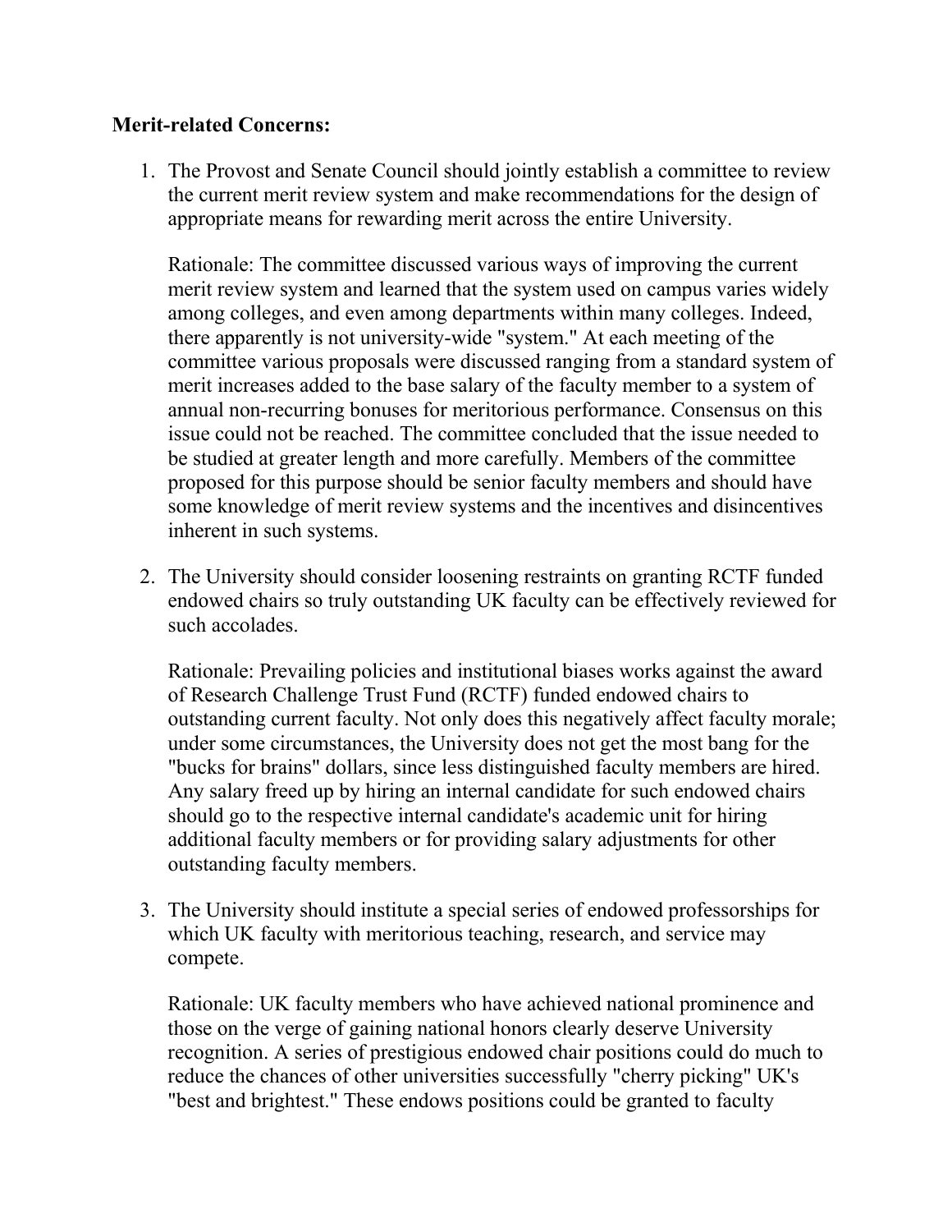**Merit-related Concerns:**

1. The Provost and Senate Council should jointly establish a committee to review the current merit review system and make recommendations for the design of appropriate means for rewarding merit across the entire University.

   Rationale: The committee discussed various ways of improving the current merit review system and learned that the system used on campus varies widely among colleges, and even among departments within many colleges. Indeed, there apparently is not university-wide "system." At each meeting of the committee various proposals were discussed ranging from a standard system of merit increases added to the base salary of the faculty member to a system of annual non-recurring bonuses for meritorious performance. Consensus on this issue could not be reached. The committee concluded that the issue needed to be studied at greater length and more carefully. Members of the committee proposed for this purpose should be senior faculty members and should have some knowledge of merit review systems and the incentives and disincentives inherent in such systems.

2. The University should consider loosening restraints on granting RCTF funded endowed chairs so truly outstanding UK faculty can be effectively reviewed for such accolades.

   Rationale: Prevailing policies and institutional biases works against the award of Research Challenge Trust Fund (RCTF) funded endowed chairs to outstanding current faculty. Not only does this negatively affect faculty morale; under some circumstances, the University does not get the most bang for the "bucks for brains" dollars, since less distinguished faculty members are hired. Any salary freed up by hiring an internal candidate for such endowed chairs should go to the respective internal candidate's academic unit for hiring additional faculty members or for providing salary adjustments for other outstanding faculty members.

3. The University should institute a special series of endowed professorships for which UK faculty with meritorious teaching, research, and service may compete.

   Rationale: UK faculty members who have achieved national prominence and those on the verge of gaining national honors clearly deserve University recognition. A series of prestigious endowed chair positions could do much to reduce the chances of other universities successfully "cherry picking" UK's "best and brightest." These endows positions could be granted to faculty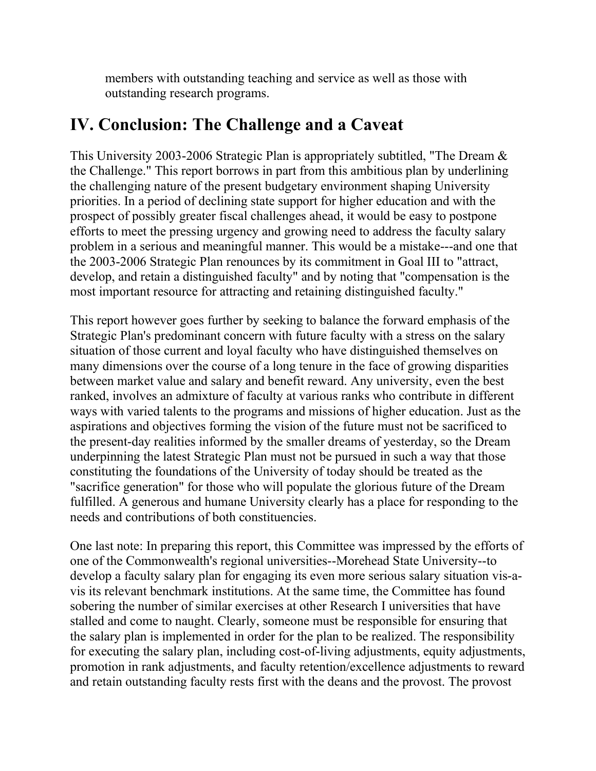members with outstanding teaching and service as well as those with outstanding research programs.

## IV. Conclusion: The Challenge and a Caveat

This University 2003-2006 Strategic Plan is appropriately subtitled, "The Dream & the Challenge." This report borrows in part from this ambitious plan by underlining the challenging nature of the present budgetary environment shaping University priorities. In a period of declining state support for higher education and with the prospect of possibly greater fiscal challenges ahead, it would be easy to postpone efforts to meet the pressing urgency and growing need to address the faculty salary problem in a serious and meaningful manner. This would be a mistake---and one that the 2003-2006 Strategic Plan renounces by its commitment in Goal III to "attract, develop, and retain a distinguished faculty" and by noting that "compensation is the most important resource for attracting and retaining distinguished faculty."

This report however goes further by seeking to balance the forward emphasis of the Strategic Plan's predominant concern with future faculty with a stress on the salary situation of those current and loyal faculty who have distinguished themselves on many dimensions over the course of a long tenure in the face of growing disparities between market value and salary and benefit reward. Any university, even the best ranked, involves an admixture of faculty at various ranks who contribute in different ways with varied talents to the programs and missions of higher education. Just as the aspirations and objectives forming the vision of the future must not be sacrificed to the present-day realities informed by the smaller dreams of yesterday, so the Dream underpinning the latest Strategic Plan must not be pursued in such a way that those constituting the foundations of the University of today should be treated as the "sacrifice generation" for those who will populate the glorious future of the Dream fulfilled. A generous and humane University clearly has a place for responding to the needs and contributions of both constituencies.

One last note: In preparing this report, this Committee was impressed by the efforts of one of the Commonwealth's regional universities--Morehead State University--to develop a faculty salary plan for engaging its even more serious salary situation vis-a-vis its relevant benchmark institutions. At the same time, the Committee has found sobering the number of similar exercises at other Research I universities that have stalled and come to naught. Clearly, someone must be responsible for ensuring that the salary plan is implemented in order for the plan to be realized. The responsibility for executing the salary plan, including cost-of-living adjustments, equity adjustments, promotion in rank adjustments, and faculty retention/excellence adjustments to reward and retain outstanding faculty rests first with the deans and the provost. The provost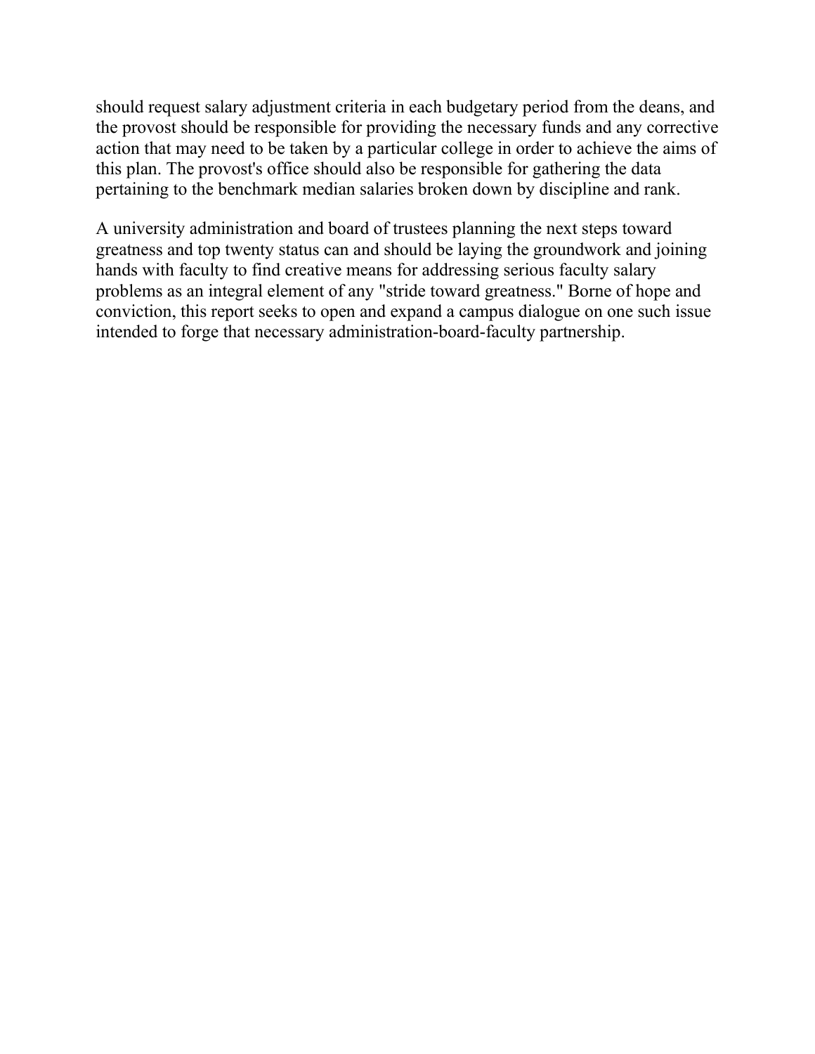should request salary adjustment criteria in each budgetary period from the deans, and the provost should be responsible for providing the necessary funds and any corrective action that may need to be taken by a particular college in order to achieve the aims of this plan. The provost's office should also be responsible for gathering the data pertaining to the benchmark median salaries broken down by discipline and rank.

A university administration and board of trustees planning the next steps toward greatness and top twenty status can and should be laying the groundwork and joining hands with faculty to find creative means for addressing serious faculty salary problems as an integral element of any "stride toward greatness." Borne of hope and conviction, this report seeks to open and expand a campus dialogue on one such issue intended to forge that necessary administration-board-faculty partnership.